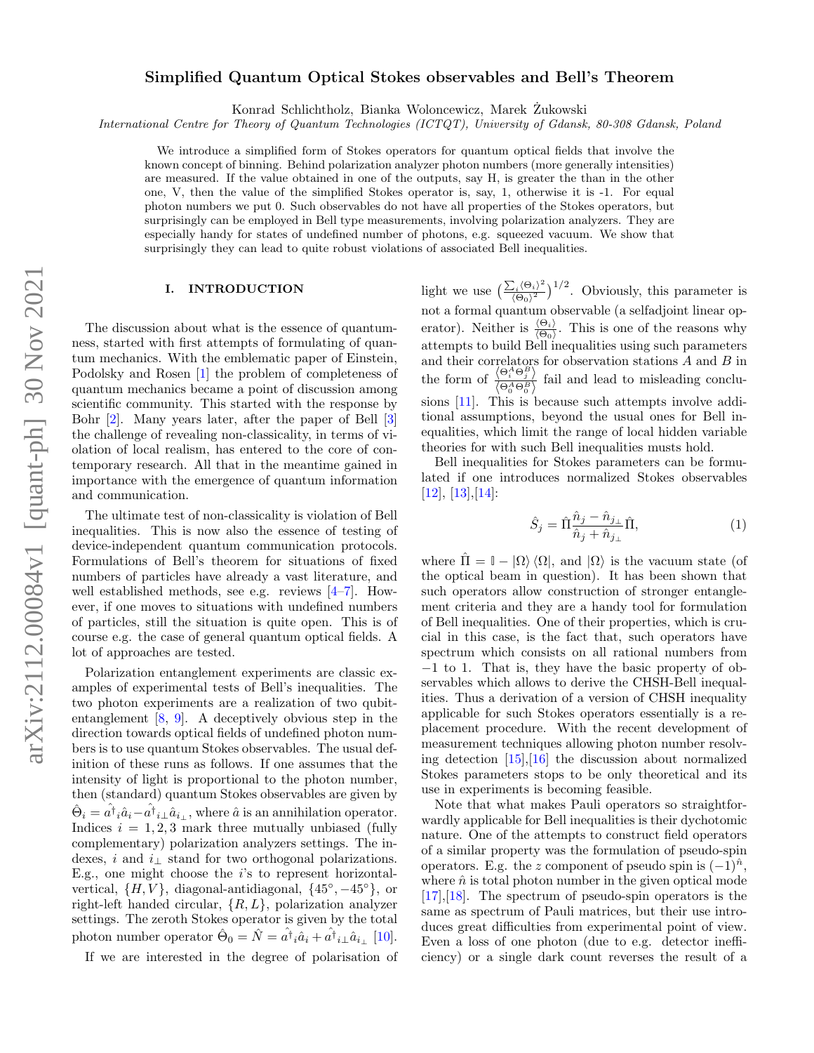# Simplified Quantum Optical Stokes observables and Bell's Theorem

Konrad Schlichtholz, Bianka Woloncewicz, Marek Żukowski

*International Centre for Theory of Quantum Technologies (ICTQT), University of Gdansk, 80-308 Gdansk, Poland*

We introduce a simplified form of Stokes operators for quantum optical fields that involve the known concept of binning. Behind polarization analyzer photon numbers (more generally intensities) are measured. If the value obtained in one of the outputs, say H, is greater the than in the other one, V, then the value of the simplified Stokes operator is, say, 1, otherwise it is -1. For equal photon numbers we put 0. Such observables do not have all properties of the Stokes operators, but surprisingly can be employed in Bell type measurements, involving polarization analyzers. They are especially handy for states of undefined number of photons, e.g. squeezed vacuum. We show that surprisingly they can lead to quite robust violations of associated Bell inequalities.

## I. INTRODUCTION

The discussion about what is the essence of quantumness, started with first attempts of formulating of quantum mechanics. With the emblematic paper of Einstein, Podolsky and Rosen [1] the problem of completeness of quantum mechanics became a point of discussion among scientific community. This started with the response by Bohr [2]. Many years later, after the paper of Bell [3] the challenge of revealing non-classicality, in terms of violation of local realism, has entered to the core of contemporary research. All that in the meantime gained in importance with the emergence of quantum information and communication.

The ultimate test of non-classicality is violation of Bell inequalities. This is now also the essence of testing of device-independent quantum communication protocols. Formulations of Bell's theorem for situations of fixed numbers of particles have already a vast literature, and well established methods, see e.g. reviews [4–7]. However, if one moves to situations with undefined numbers of particles, still the situation is quite open. This is of course e.g. the case of general quantum optical fields. A lot of approaches are tested.

Polarization entanglement experiments are classic examples of experimental tests of Bell's inequalities. The two photon experiments are a realization of two qubit-entanglement [8, 9]. A deceptively obvious step in the direction towards optical fields of undefined photon numbers is to use quantum Stokes observables. The usual definition of these runs as follows. If one assumes that the intensity of light is proportional to the photon number, then (standard) quantum Stokes observables are given by $\hat{\Theta}_i = \hat{a^\dagger}_i\hat{a}_i - \hat{a^\dagger}_{i\perp}\hat{a}_{i_\perp}$, where $\hat{a}$ is an annihilation operator. Indices $i = 1, 2, 3$ mark three mutually unbiased (fully complementary) polarization analyzers settings. The indexes, $i$ and $i_\perp$ stand for two orthogonal polarizations. E.g., one might choose the $i$'s to represent horizontal-vertical, $\{H, V\}$, diagonal-antidiagonal, $\{45^\circ, -45^\circ\}$, or right-left handed circular, $\{R, L\}$, polarization analyzer settings. The zeroth Stokes operator is given by the total photon number operator $\hat{\Theta}_0 = \hat{N} = \hat{a^\dagger}_i\hat{a}_i + \hat{a^\dagger}_{i\perp}\hat{a}_{i_\perp}$ [10].

If we are interested in the degree of polarisation of light we use $\left(\frac{\sum_i \langle\Theta_i\rangle^2}{\langle\Theta_0\rangle^2}\right)^{1/2}$. Obviously, this parameter is not a formal quantum observable (a selfadjoint linear operator). Neither is $\frac{\langle\Theta_i\rangle}{\langle\Theta_0\rangle}$. This is one of the reasons why attempts to build Bell inequalities using such parameters and their correlators for observation stations $A$ and $B$ in the form of $\frac{\langle\Theta_i^A\Theta_j^B\rangle}{\langle\Theta_0^A\Theta_0^B\rangle}$ fail and lead to misleading conclusions [11]. This is because such attempts involve additional assumptions, beyond the usual ones for Bell inequalities, which limit the range of local hidden variable theories for with such Bell inequalities musts hold.

Bell inequalities for Stokes parameters can be formulated if one introduces normalized Stokes observables [12], [13],[14]:

$$\hat{S}_j = \hat{\Pi}\frac{\hat{n}_j - \hat{n}_{j_\perp}}{\hat{n}_j + \hat{n}_{j_\perp}}\hat{\Pi}, \tag{1}$$

where $\hat{\Pi} = \mathbb{I} - |\Omega\rangle\langle\Omega|$, and $|\Omega\rangle$ is the vacuum state (of the optical beam in question). It has been shown that such operators allow construction of stronger entanglement criteria and they are a handy tool for formulation of Bell inequalities. One of their properties, which is crucial in this case, is the fact that, such operators have spectrum which consists on all rational numbers from $-1$ to 1. That is, they have the basic property of observables which allows to derive the CHSH-Bell inequalities. Thus a derivation of a version of CHSH inequality applicable for such Stokes operators essentially is a replacement procedure. With the recent development of measurement techniques allowing photon number resolving detection [15],[16] the discussion about normalized Stokes parameters stops to be only theoretical and its use in experiments is becoming feasible.

Note that what makes Pauli operators so straightforwardly applicable for Bell inequalities is their dychotomic nature. One of the attempts to construct field operators of a similar property was the formulation of pseudo-spin operators. E.g. the $z$ component of pseudo spin is $(-1)^{\hat{n}}$, where $\hat{n}$ is total photon number in the given optical mode [17],[18]. The spectrum of pseudo-spin operators is the same as spectrum of Pauli matrices, but their use introduces great difficulties from experimental point of view. Even a loss of one photon (due to e.g. detector inefficiency) or a single dark count reverses the result of a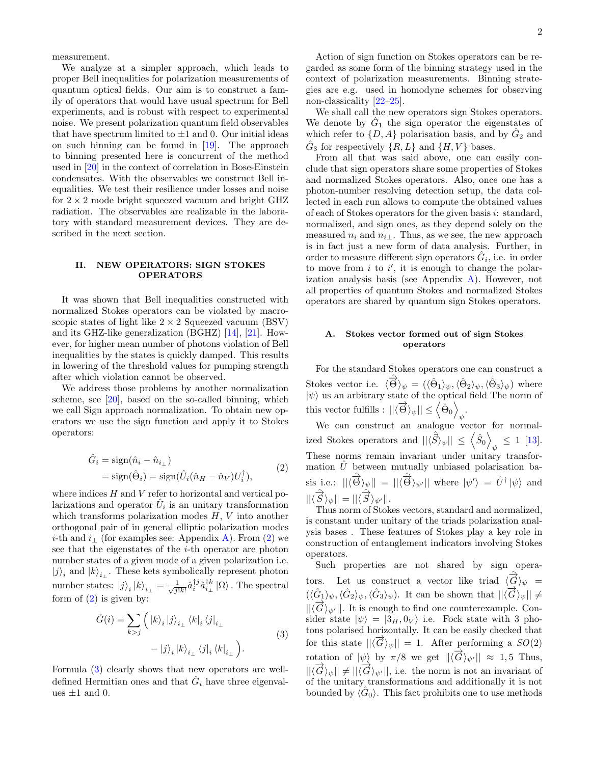measurement.

We analyze at a simpler approach, which leads to proper Bell inequalities for polarization measurements of quantum optical fields. Our aim is to construct a family of operators that would have usual spectrum for Bell experiments, and is robust with respect to experimental noise. We present polarization quantum field observables that have spectrum limited to $\pm 1$ and 0. Our initial ideas on such binning can be found in [19]. The approach to binning presented here is concurrent of the method used in [20] in the context of correlation in Bose-Einstein condensates. With the observables we construct Bell inequalities. We test their resilience under losses and noise for $2 \times 2$ mode bright squeezed vacuum and bright GHZ radiation. The observables are realizable in the laboratory with standard measurement devices. They are described in the next section.

## II. NEW OPERATORS: SIGN STOKES OPERATORS

It was shown that Bell inequalities constructed with normalized Stokes operators can be violated by macroscopic states of light like $2 \times 2$ Squeezed vacuum (BSV) and its GHZ-like generalization (BGHZ) [14], [21]. However, for higher mean number of photons violation of Bell inequalities by the states is quickly damped. This results in lowering of the threshold values for pumping strength after which violation cannot be observed.

We address those problems by another normalization scheme, see [20], based on the so-called binning, which we call Sign approach normalization. To obtain new operators we use the sign function and apply it to Stokes operators:

$$
\begin{aligned}
\hat{G}_i &= \mathrm{sign}(\hat{n}_i - \hat{n}_{i_\perp}) \\
&= \mathrm{sign}(\hat{\Theta}_i) = \mathrm{sign}(\hat{U}_i(\hat{n}_H - \hat{n}_V)U_i^\dagger),
\end{aligned}
\tag{2}
$$

where indices $H$ and $V$ refer to horizontal and vertical polarizations and operator $\hat{U}_i$ is an unitary transformation which transforms polarization modes $H$, $V$ into another orthogonal pair of in general elliptic polarization modes $i$-th and $i_\perp$ (for examples see: Appendix A). From (2) we see that the eigenstates of the $i$-th operator are photon number states of a given mode of a given polarization i.e. $|j\rangle_i$ and $|k\rangle_{i_\perp}$. These kets symbolically represent photon number states: $|j\rangle_i |k\rangle_{i_\perp} = \frac{1}{\sqrt{j!k!}} \hat{a}_i^{\dagger j} \hat{a}_{i_\perp}^{\dagger k} |\Omega\rangle$ . The spectral form of (2) is given by:

$$
\begin{aligned}
\hat{G}(i) = \sum_{k>j} \Big( & |k\rangle_i |j\rangle_{i_\perp} \langle k|_i \langle j|_{i_\perp} \\
& - |j\rangle_i |k\rangle_{i_\perp} \langle j|_i \langle k|_{i_\perp} \Big).
\end{aligned}
\tag{3}
$$

Formula (3) clearly shows that new operators are well-defined Hermitian ones and that $\hat{G}_i$ have three eigenvalues $\pm 1$ and 0.

Action of sign function on Stokes operators can be regarded as some form of the binning strategy used in the context of polarization measurements. Binning strategies are e.g. used in homodyne schemes for observing non-classicality [22–25].

We shall call the new operators sign Stokes operators. We denote by $\hat{G}_1$ the sign operator the eigenstates of which refer to $\{D, A\}$ polarisation basis, and by $\hat{G}_2$ and $\hat{G}_3$ for respectively $\{R, L\}$ and $\{H, V\}$ bases.

From all that was said above, one can easily conclude that sign operators share some properties of Stokes and normalized Stokes operators. Also, once one has a photon-number resolving detection setup, the data collected in each run allows to compute the obtained values of each of Stokes operators for the given basis $i$: standard, normalized, and sign ones, as they depend solely on the measured $n_i$ and $n_{i_\perp}$. Thus, as we see, the new approach is in fact just a new form of data analysis. Further, in order to measure different sign operators $\hat{G}_i$, i.e. in order to move from $i$ to $i'$, it is enough to change the polarization analysis basis (see Appendix A). However, not all properties of quantum Stokes and normalized Stokes operators are shared by quantum sign Stokes operators.

### A. Stokes vector formed out of sign Stokes operators

For the standard Stokes operators one can construct a Stokes vector i.e. $\langle\overrightarrow{\hat{\Theta}}\rangle_\psi = (\langle\hat{\Theta}_1\rangle_\psi, \langle\hat{\Theta}_2\rangle_\psi, \langle\hat{\Theta}_3\rangle_\psi)$ where $|\psi\rangle$ us an arbitrary state of the optical field The norm of this vector fulfills : $||\langle\overrightarrow{\Theta}\rangle_\psi|| \leq \left\langle\hat{\Theta}_0\right\rangle_\psi$.

We can construct an analogue vector for normalized Stokes operators and $||\langle\overrightarrow{\hat{S}}\rangle_\psi|| \leq \left\langle\hat{S}_0\right\rangle_\psi \leq 1$ [13]. These norms remain invariant under unitary transformation $\hat{U}$ between mutually unbiased polarisation basis i.e.: $||\langle\overrightarrow{\Theta}\rangle_\psi|| = ||\langle\overrightarrow{\Theta}\rangle_{\psi'}||$ where $|\psi'\rangle = \hat{U}^\dagger|\psi\rangle$ and $||\langle\overrightarrow{S}\rangle_\psi|| = ||\langle\overrightarrow{S}\rangle_{\psi'}||$.

Thus norm of Stokes vectors, standard and normalized, is constant under unitary of the triads polarization analysis bases . These features of Stokes play a key role in construction of entanglement indicators involving Stokes operators.

Such properties are not shared by sign operators. Let us construct a vector like triad $\langle\overrightarrow{\hat{G}}\rangle_\psi = (\langle\hat{G}_1\rangle_\psi, \langle\hat{G}_2\rangle_\psi, \langle\hat{G}_3\rangle_\psi)$. It can be shown that $||\langle\overrightarrow{G}\rangle_\psi|| \neq ||\langle\overrightarrow{G}\rangle_{\psi'}||$. It is enough to find one counterexample. Consider state $|\psi\rangle = |3_H, 0_V\rangle$ i.e. Fock state with 3 photons polarised horizontally. It can be easily checked that for this state $||\langle\overrightarrow{G}\rangle_\psi|| = 1$. After performing a $SO(2)$ rotation of $|\psi\rangle$ by $\pi/8$ we get $||\langle\overrightarrow{G}\rangle_{\psi'}|| \approx 1,5$ Thus, $||\langle\overrightarrow{G}\rangle_\psi|| \neq ||\langle\overrightarrow{G}\rangle_{\psi'}||$, i.e. the norm is not an invariant of of the unitary transformations and additionally it is not bounded by $\langle\hat{G}_0\rangle$. This fact prohibits one to use methods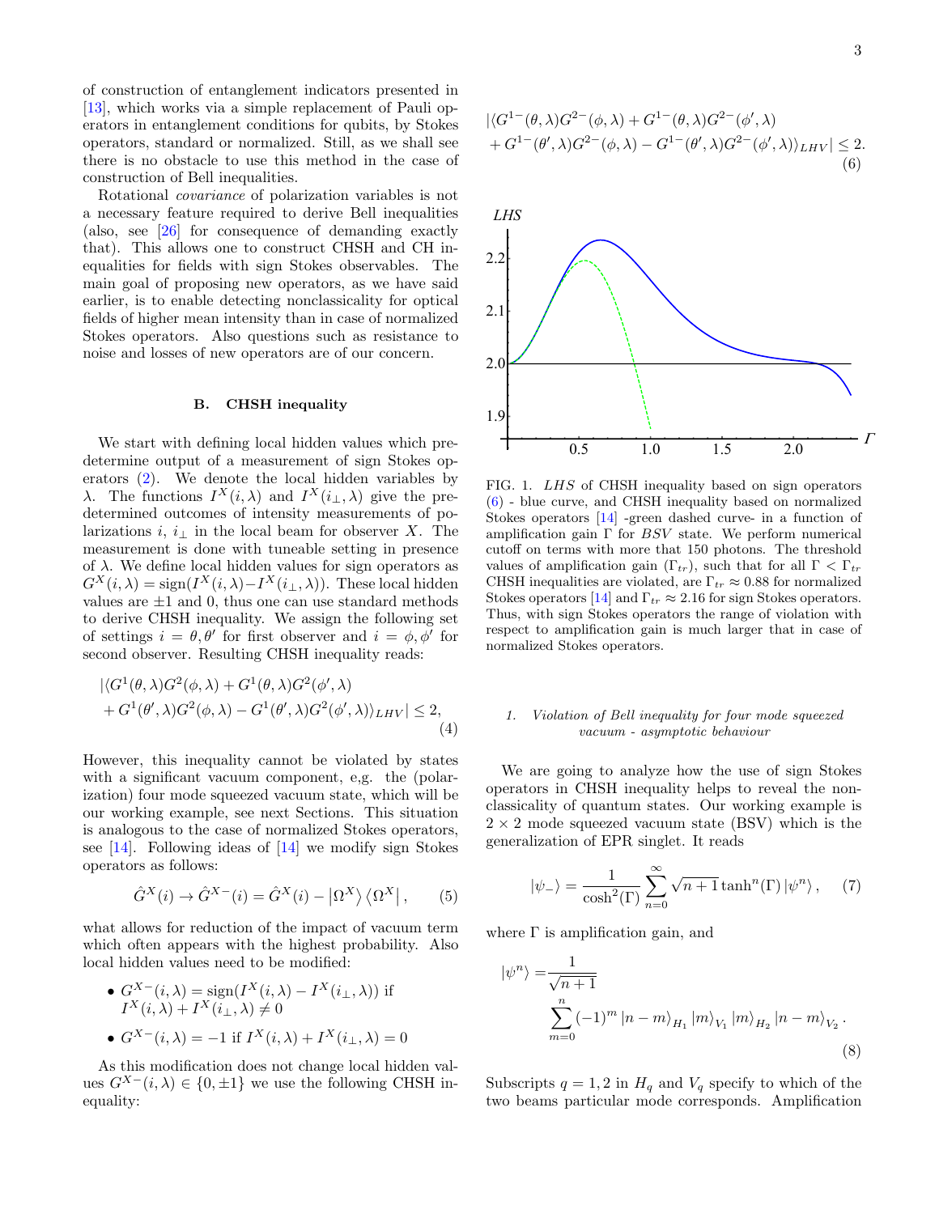of construction of entanglement indicators presented in [13], which works via a simple replacement of Pauli operators in entanglement conditions for qubits, by Stokes operators, standard or normalized. Still, as we shall see there is no obstacle to use this method in the case of construction of Bell inequalities.

Rotational *covariance* of polarization variables is not a necessary feature required to derive Bell inequalities (also, see [26] for consequence of demanding exactly that). This allows one to construct CHSH and CH inequalities for fields with sign Stokes observables. The main goal of proposing new operators, as we have said earlier, is to enable detecting nonclassicality for optical fields of higher mean intensity than in case of normalized Stokes operators. Also questions such as resistance to noise and losses of new operators are of our concern.

### B. CHSH inequality

We start with defining local hidden values which predetermine output of a measurement of sign Stokes operators (2). We denote the local hidden variables by $\lambda$. The functions $I^X(i,\lambda)$ and $I^X(i_\perp,\lambda)$ give the predetermined outcomes of intensity measurements of polarizations $i$, $i_\perp$ in the local beam for observer $X$. The measurement is done with tuneable setting in presence of $\lambda$. We define local hidden values for sign operators as $G^X(i,\lambda) = \text{sign}(I^X(i,\lambda) - I^X(i_\perp,\lambda))$. These local hidden values are $\pm 1$ and 0, thus one can use standard methods to derive CHSH inequality. We assign the following set of settings $i = \theta, \theta'$ for first observer and $i = \phi, \phi'$ for second observer. Resulting CHSH inequality reads:

$$
\begin{aligned}
&|\langle G^1(\theta,\lambda)G^2(\phi,\lambda) + G^1(\theta,\lambda)G^2(\phi',\lambda) \\
&+ G^1(\theta',\lambda)G^2(\phi,\lambda) - G^1(\theta',\lambda)G^2(\phi',\lambda)\rangle_{LHV}| \leq 2,
\end{aligned} \tag{4}
$$

However, this inequality cannot be violated by states with a significant vacuum component, e,g. the (polarization) four mode squeezed vacuum state, which will be our working example, see next Sections. This situation is analogous to the case of normalized Stokes operators, see [14]. Following ideas of [14] we modify sign Stokes operators as follows:

$$
\hat{G}^X(i) \rightarrow \hat{G}^{X-}(i) = \hat{G}^X(i) - \left|\Omega^X\right\rangle\left\langle\Omega^X\right|, \tag{5}
$$

what allows for reduction of the impact of vacuum term which often appears with the highest probability. Also local hidden values need to be modified:

- $G^{X-}(i,\lambda) = \text{sign}(I^X(i,\lambda) - I^X(i_\perp,\lambda))$ if $I^X(i,\lambda) + I^X(i_\perp,\lambda) \neq 0$
- $G^{X-}(i,\lambda) = -1$ if $I^X(i,\lambda) + I^X(i_\perp,\lambda) = 0$

As this modification does not change local hidden values $G^{X-}(i,\lambda) \in \{0, \pm 1\}$ we use the following CHSH inequality:

$$
\begin{aligned}
&|\langle G^{1-}(\theta,\lambda)G^{2-}(\phi,\lambda) + G^{1-}(\theta,\lambda)G^{2-}(\phi',\lambda) \\
&+ G^{1-}(\theta',\lambda)G^{2-}(\phi,\lambda) - G^{1-}(\theta',\lambda)G^{2-}(\phi',\lambda)\rangle_{LHV}| \leq 2.
\end{aligned} \tag{6}
$$

FIG. 1. *LHS* of CHSH inequality based on sign operators (6) - blue curve, and CHSH inequality based on normalized Stokes operators [14] -green dashed curve- in a function of amplification gain $\Gamma$ for *BSV* state. We perform numerical cutoff on terms with more that 150 photons. The threshold values of amplification gain ($\Gamma_{tr}$), such that for all $\Gamma < \Gamma_{tr}$ CHSH inequalities are violated, are $\Gamma_{tr} \approx 0.88$ for normalized Stokes operators [14] and $\Gamma_{tr} \approx 2.16$ for sign Stokes operators. Thus, with sign Stokes operators the range of violation with respect to amplification gain is much larger that in case of normalized Stokes operators.

#### 1. Violation of Bell inequality for four mode squeezed vacuum - asymptotic behaviour

We are going to analyze how the use of sign Stokes operators in CHSH inequality helps to reveal the nonclassicality of quantum states. Our working example is $2 \times 2$ mode squeezed vacuum state (BSV) which is the generalization of EPR singlet. It reads

$$
|\psi_-\rangle = \frac{1}{\cosh^2(\Gamma)} \sum_{n=0}^{\infty} \sqrt{n+1} \tanh^n(\Gamma) \left|\psi^n\right\rangle, \tag{7}
$$

where $\Gamma$ is amplification gain, and

$$
\left|\psi^n\right\rangle = \frac{1}{\sqrt{n+1}} \sum_{m=0}^{n} (-1)^m \left|n-m\right\rangle_{H_1} \left|m\right\rangle_{V_1} \left|m\right\rangle_{H_2} \left|n-m\right\rangle_{V_2}. \tag{8}
$$

Subscripts $q = 1, 2$ in $H_q$ and $V_q$ specify to which of the two beams particular mode corresponds. Amplification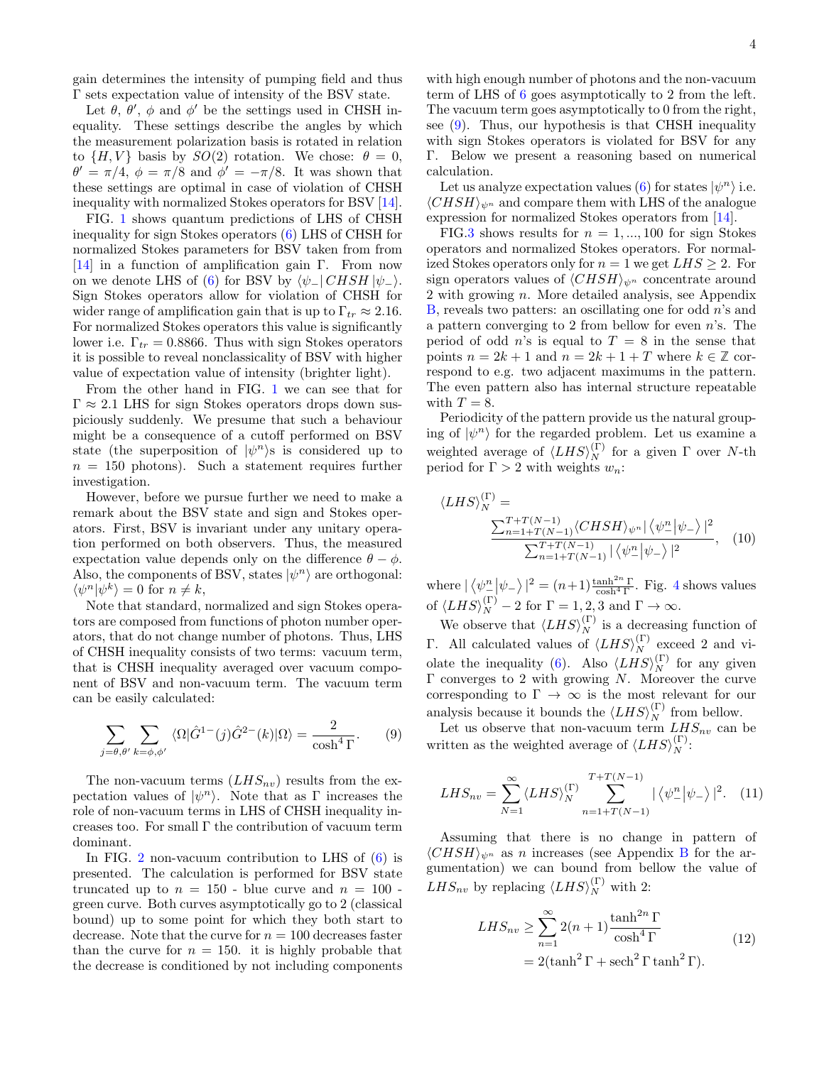gain determines the intensity of pumping field and thus $\Gamma$ sets expectation value of intensity of the BSV state.

Let $\theta$, $\theta'$, $\phi$ and $\phi'$ be the settings used in CHSH inequality. These settings describe the angles by which the measurement polarization basis is rotated in relation to $\{H, V\}$ basis by $SO(2)$ rotation. We chose: $\theta = 0$, $\theta' = \pi/4$, $\phi = \pi/8$ and $\phi' = -\pi/8$. It was shown that these settings are optimal in case of violation of CHSH inequality with normalized Stokes operators for BSV [14].

FIG. 1 shows quantum predictions of LHS of CHSH inequality for sign Stokes operators (6) LHS of CHSH for normalized Stokes parameters for BSV taken from from [14] in a function of amplification gain $\Gamma$. From now on we denote LHS of (6) for BSV by $\langle\psi_-|\,CHSH\,|\psi_-\rangle$. Sign Stokes operators allow for violation of CHSH for wider range of amplification gain that is up to $\Gamma_{tr} \approx 2.16$. For normalized Stokes operators this value is significantly lower i.e. $\Gamma_{tr} = 0.8866$. Thus with sign Stokes operators it is possible to reveal nonclassicality of BSV with higher value of expectation value of intensity (brighter light).

From the other hand in FIG. 1 we can see that for $\Gamma \approx 2.1$ LHS for sign Stokes operators drops down suspiciously suddenly. We presume that such a behaviour might be a consequence of a cutoff performed on BSV state (the superposition of $|\psi^n\rangle$s is considered up to $n = 150$ photons). Such a statement requires further investigation.

However, before we pursue further we need to make a remark about the BSV state and sign and Stokes operators. First, BSV is invariant under any unitary operation performed on both observers. Thus, the measured expectation value depends only on the difference $\theta - \phi$. Also, the components of BSV, states $|\psi^n\rangle$ are orthogonal: $\langle\psi^n|\psi^k\rangle = 0$ for $n \neq k$,

Note that standard, normalized and sign Stokes operators are composed from functions of photon number operators, that do not change number of photons. Thus, LHS of CHSH inequality consists of two terms: vacuum term, that is CHSH inequality averaged over vacuum component of BSV and non-vacuum term. The vacuum term can be easily calculated:

$$\sum_{j=\theta,\theta'}\sum_{k=\phi,\phi'}\langle\Omega|\hat{G}^{1-}(j)\hat{G}^{2-}(k)|\Omega\rangle = \frac{2}{\cosh^4\Gamma}. \qquad (9)$$

The non-vacuum terms ($LHS_{nv}$) results from the expectation values of $|\psi^n\rangle$. Note that as $\Gamma$ increases the role of non-vacuum terms in LHS of CHSH inequality increases too. For small $\Gamma$ the contribution of vacuum term dominant.

In FIG. 2 non-vacuum contribution to LHS of (6) is presented. The calculation is performed for BSV state truncated up to $n = 150$ - blue curve and $n = 100$ - green curve. Both curves asymptotically go to 2 (classical bound) up to some point for which they both start to decrease. Note that the curve for $n = 100$ decreases faster than the curve for $n = 150$. it is highly probable that the decrease is conditioned by not including components with high enough number of photons and the non-vacuum term of LHS of 6 goes asymptotically to 2 from the left. The vacuum term goes asymptotically to 0 from the right, see (9). Thus, our hypothesis is that CHSH inequality with sign Stokes operators is violated for BSV for any $\Gamma$. Below we present a reasoning based on numerical calculation.

Let us analyze expectation values (6) for states $|\psi^n\rangle$ i.e. $\langle CHSH\rangle_{\psi^n}$ and compare them with LHS of the analogue expression for normalized Stokes operators from [14].

FIG.3 shows results for $n = 1, ..., 100$ for sign Stokes operators and normalized Stokes operators. For normalized Stokes operators only for $n = 1$ we get $LHS \geq 2$. For sign operators values of $\langle CHSH\rangle_{\psi^n}$ concentrate around 2 with growing $n$. More detailed analysis, see Appendix B, reveals two patters: an oscillating one for odd $n$'s and a pattern converging to 2 from bellow for even $n$'s. The period of odd $n$'s is equal to $T = 8$ in the sense that points $n = 2k + 1$ and $n = 2k + 1 + T$ where $k \in \mathbb{Z}$ correspond to e.g. two adjacent maximums in the pattern. The even pattern also has internal structure repeatable with $T = 8$.

Periodicity of the pattern provide us the natural grouping of $|\psi^n\rangle$ for the regarded problem. Let us examine a weighted average of $\langle LHS\rangle_N^{(\Gamma)}$ for a given $\Gamma$ over $N$-th period for $\Gamma > 2$ with weights $w_n$:

$$\langle LHS\rangle_N^{(\Gamma)} = \frac{\sum_{n=1+T(N-1)}^{T+T(N-1)}\langle CHSH\rangle_{\psi^n}|\left\langle\psi_-^n\middle|\psi_-\right\rangle|^2}{\sum_{n=1+T(N-1)}^{T+T(N-1)}|\left\langle\psi_-^n\middle|\psi_-\right\rangle|^2}, \qquad (10)$$

where $|\left\langle\psi_-^n\middle|\psi_-\right\rangle|^2 = (n+1)\frac{\tanh^{2n}\Gamma}{\cosh^4\Gamma}$. Fig. 4 shows values of $\langle LHS\rangle_N^{(\Gamma)} - 2$ for $\Gamma = 1, 2, 3$ and $\Gamma \to \infty$.

We observe that $\langle LHS\rangle_N^{(\Gamma)}$ is a decreasing function of $\Gamma$. All calculated values of $\langle LHS\rangle_N^{(\Gamma)}$ exceed 2 and violate the inequality (6). Also $\langle LHS\rangle_N^{(\Gamma)}$ for any given $\Gamma$ converges to 2 with growing $N$. Moreover the curve corresponding to $\Gamma \to \infty$ is the most relevant for our analysis because it bounds the $\langle LHS\rangle_N^{(\Gamma)}$ from bellow.

Let us observe that non-vacuum term $LHS_{nv}$ can be written as the weighted average of $\langle LHS\rangle_N^{(\Gamma)}$:

$$LHS_{nv} = \sum_{N=1}^{\infty}\langle LHS\rangle_N^{(\Gamma)}\sum_{n=1+T(N-1)}^{T+T(N-1)}|\left\langle\psi_-^n\middle|\psi_-\right\rangle|^2. \qquad (11)$$

Assuming that there is no change in pattern of $\langle CHSH\rangle_{\psi^n}$ as $n$ increases (see Appendix B for the argumentation) we can bound from bellow the value of $LHS_{nv}$ by replacing $\langle LHS\rangle_N^{(\Gamma)}$ with 2:

$$\begin{aligned} LHS_{nv} &\geq \sum_{n=1}^{\infty}2(n+1)\frac{\tanh^{2n}\Gamma}{\cosh^4\Gamma} \\ &= 2(\tanh^2\Gamma + \operatorname{sech}^2\Gamma\tanh^2\Gamma). \end{aligned} \qquad (12)$$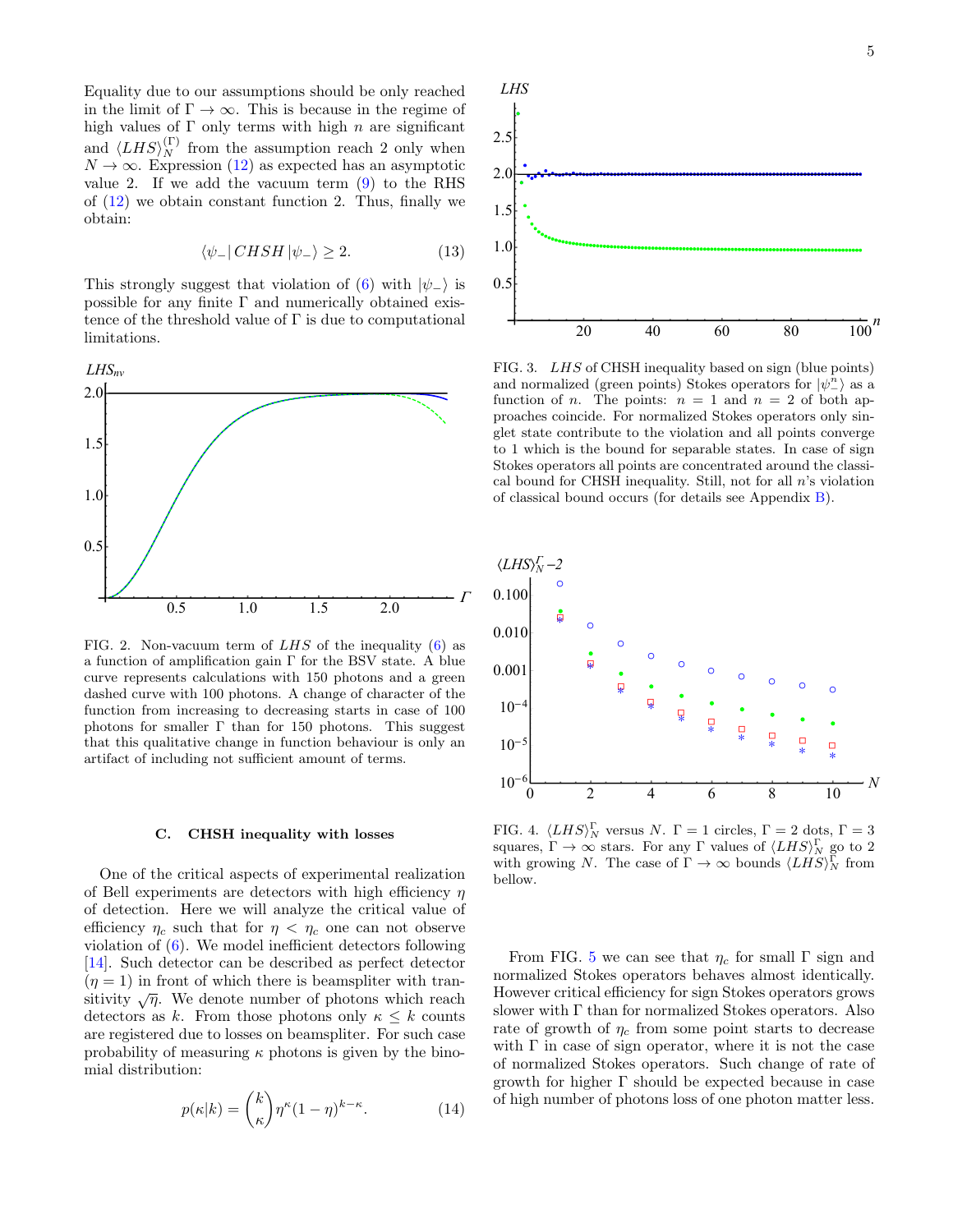Equality due to our assumptions should be only reached in the limit of $\Gamma \to \infty$. This is because in the regime of high values of $\Gamma$ only terms with high $n$ are significant and $\langle LHS \rangle_N^{(\Gamma)}$ from the assumption reach 2 only when $N \to \infty$. Expression (12) as expected has an asymptotic value 2. If we add the vacuum term (9) to the RHS of (12) we obtain constant function 2. Thus, finally we obtain:

$$\langle \psi_- | \, CHSH \, | \psi_- \rangle \geq 2. \tag{13}$$

This strongly suggest that violation of (6) with $|\psi_-\rangle$ is possible for any finite $\Gamma$ and numerically obtained existence of the threshold value of $\Gamma$ is due to computational limitations.

FIG. 2. Non-vacuum term of $LHS$ of the inequality (6) as a function of amplification gain $\Gamma$ for the BSV state. A blue curve represents calculations with 150 photons and a green dashed curve with 100 photons. A change of character of the function from increasing to decreasing starts in case of 100 photons for smaller $\Gamma$ than for 150 photons. This suggest that this qualitative change in function behaviour is only an artifact of including not sufficient amount of terms.

### C. CHSH inequality with losses

One of the critical aspects of experimental realization of Bell experiments are detectors with high efficiency $\eta$ of detection. Here we will analyze the critical value of efficiency $\eta_c$ such that for $\eta < \eta_c$ one can not observe violation of (6). We model inefficient detectors following [14]. Such detector can be described as perfect detector ($\eta = 1$) in front of which there is beamspliter with transitivity $\sqrt{\eta}$. We denote number of photons which reach detectors as $k$. From those photons only $\kappa \leq k$ counts are registered due to losses on beamspliter. For such case probability of measuring $\kappa$ photons is given by the binomial distribution:

$$p(\kappa|k) = \binom{k}{\kappa} \eta^{\kappa} (1-\eta)^{k-\kappa}. \tag{14}$$

FIG. 3. $LHS$ of CHSH inequality based on sign (blue points) and normalized (green points) Stokes operators for $|\psi_-^n\rangle$ as a function of $n$. The points: $n = 1$ and $n = 2$ of both approaches coincide. For normalized Stokes operators only singlet state contribute to the violation and all points converge to 1 which is the bound for separable states. In case of sign Stokes operators all points are concentrated around the classical bound for CHSH inequality. Still, not for all $n$'s violation of classical bound occurs (for details see Appendix B).

FIG. 4. $\langle LHS \rangle_N^{\Gamma}$ versus $N$. $\Gamma = 1$ circles, $\Gamma = 2$ dots, $\Gamma = 3$ squares, $\Gamma \to \infty$ stars. For any $\Gamma$ values of $\langle LHS \rangle_N^{\Gamma}$ go to 2 with growing $N$. The case of $\Gamma \to \infty$ bounds $\langle LHS \rangle_N^{\Gamma}$ from bellow.

From FIG. 5 we can see that $\eta_c$ for small $\Gamma$ sign and normalized Stokes operators behaves almost identically. However critical efficiency for sign Stokes operators grows slower with $\Gamma$ than for normalized Stokes operators. Also rate of growth of $\eta_c$ from some point starts to decrease with $\Gamma$ in case of sign operator, where it is not the case of normalized Stokes operators. Such change of rate of growth for higher $\Gamma$ should be expected because in case of high number of photons loss of one photon matter less.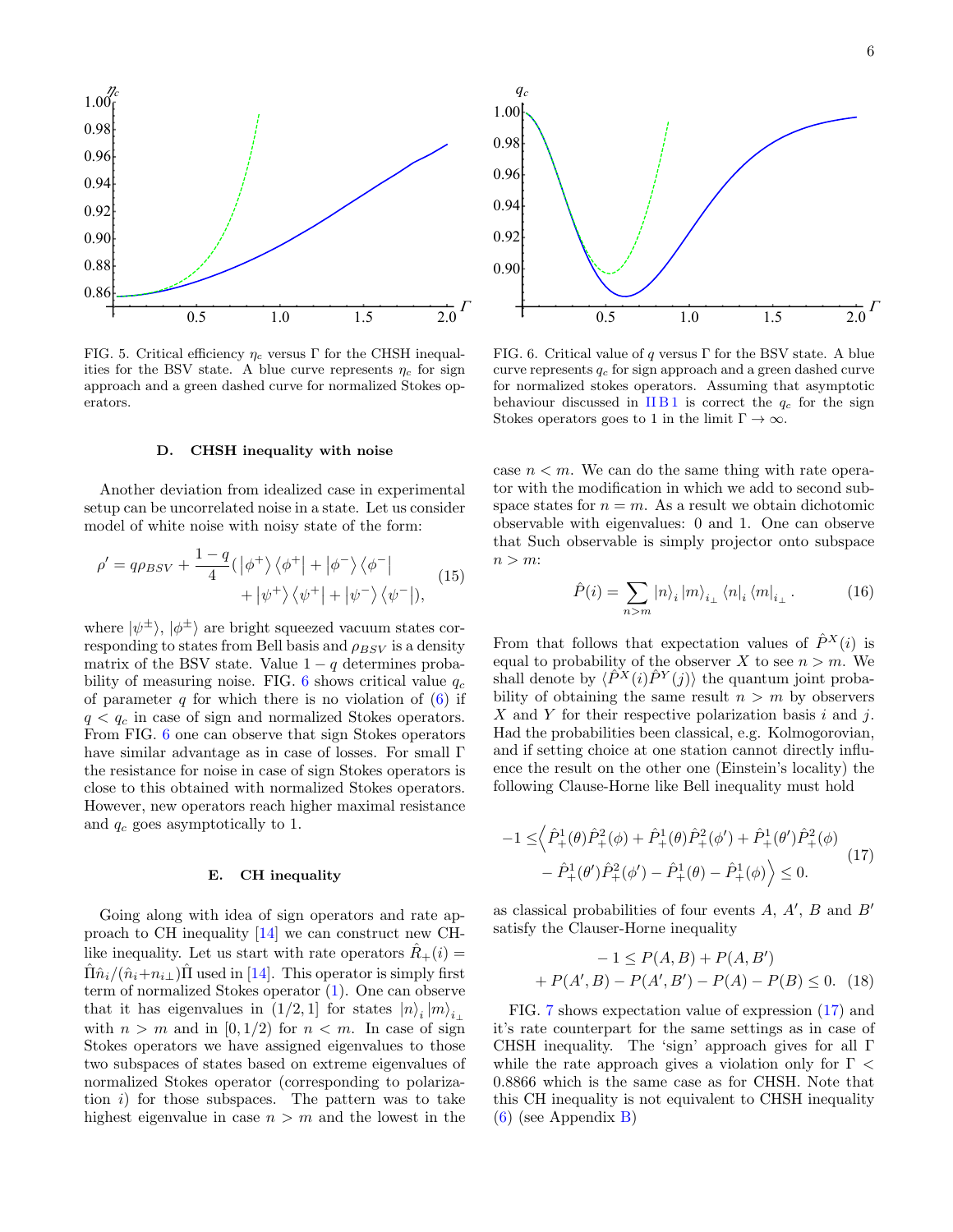FIG. 5. Critical efficiency $\eta_c$ versus $\Gamma$ for the CHSH inequalities for the BSV state. A blue curve represents $\eta_c$ for sign approach and a green dashed curve for normalized Stokes operators.

FIG. 6. Critical value of $q$ versus $\Gamma$ for the BSV state. A blue curve represents $q_c$ for sign approach and a green dashed curve for normalized stokes operators. Assuming that asymptotic behaviour discussed in II B 1 is correct the $q_c$ for the sign Stokes operators goes to 1 in the limit $\Gamma \to \infty$.

### D. CHSH inequality with noise

Another deviation from idealized case in experimental setup can be uncorrelated noise in a state. Let us consider model of white noise with noisy state of the form:

$$\rho' = q\rho_{BSV} + \frac{1-q}{4}(|\phi^+\rangle\langle\phi^+| + |\phi^-\rangle\langle\phi^-| + |\psi^+\rangle\langle\psi^+| + |\psi^-\rangle\langle\psi^-|), \tag{15}$$

where $|\psi^{\pm}\rangle$, $|\phi^{\pm}\rangle$ are bright squeezed vacuum states corresponding to states from Bell basis and $\rho_{BSV}$ is a density matrix of the BSV state. Value $1-q$ determines probability of measuring noise. FIG. 6 shows critical value $q_c$ of parameter $q$ for which there is no violation of (6) if $q < q_c$ in case of sign and normalized Stokes operators. From FIG. 6 one can observe that sign Stokes operators have similar advantage as in case of losses. For small $\Gamma$ the resistance for noise in case of sign Stokes operators is close to this obtained with normalized Stokes operators. However, new operators reach higher maximal resistance and $q_c$ goes asymptotically to 1.

### E. CH inequality

Going along with idea of sign operators and rate approach to CH inequality [14] we can construct new CH-like inequality. Let us start with rate operators $\hat{R}_+(i) = \hat{\Pi}\hat{n}_i/(\hat{n}_i + n_{i\perp})\hat{\Pi}$ used in [14]. This operator is simply first term of normalized Stokes operator (1). One can observe that it has eigenvalues in $(1/2, 1]$ for states $|n\rangle_i |m\rangle_{i_\perp}$ with $n > m$ and in $[0, 1/2)$ for $n < m$. In case of sign Stokes operators we have assigned eigenvalues to those two subspaces of states based on extreme eigenvalues of normalized Stokes operator (corresponding to polarization $i$) for those subspaces. The pattern was to take highest eigenvalue in case $n > m$ and the lowest in the case $n < m$. We can do the same thing with rate operator with the modification in which we add to second subspace states for $n = m$. As a result we obtain dichotomic observable with eigenvalues: 0 and 1. One can observe that Such observable is simply projector onto subspace $n > m$:

$$\hat{P}(i) = \sum_{n>m} |n\rangle_i |m\rangle_{i_\perp} \langle n|_i \langle m|_{i_\perp}. \tag{16}$$

From that follows that expectation values of $\hat{P}^X(i)$ is equal to probability of the observer $X$ to see $n > m$. We shall denote by $\langle \hat{P}^X(i)\hat{P}^Y(j)\rangle$ the quantum joint probability of obtaining the same result $n > m$ by observers $X$ and $Y$ for their respective polarization basis $i$ and $j$. Had the probabilities been classical, e.g. Kolmogorovian, and if setting choice at one station cannot directly influence the result on the other one (Einstein's locality) the following Clause-Horne like Bell inequality must hold

$$-1 \leq \Big\langle \hat{P}^1_+(\theta)\hat{P}^2_+(\phi) + \hat{P}^1_+(\theta)\hat{P}^2_+(\phi') + \hat{P}^1_+(\theta')\hat{P}^2_+(\phi) - \hat{P}^1_+(\theta')\hat{P}^2_+(\phi') - \hat{P}^1_+(\theta) - \hat{P}^1_+(\phi)\Big\rangle \leq 0. \tag{17}$$

as classical probabilities of four events $A$, $A'$, $B$ and $B'$ satisfy the Clauser-Horne inequality

$$-1 \leq P(A, B) + P(A, B') + P(A', B) - P(A', B') - P(A) - P(B) \leq 0. \tag{18}$$

FIG. 7 shows expectation value of expression (17) and it's rate counterpart for the same settings as in case of CHSH inequality. The 'sign' approach gives for all $\Gamma$ while the rate approach gives a violation only for $\Gamma < 0.8866$ which is the same case as for CHSH. Note that this CH inequality is not equivalent to CHSH inequality (6) (see Appendix B)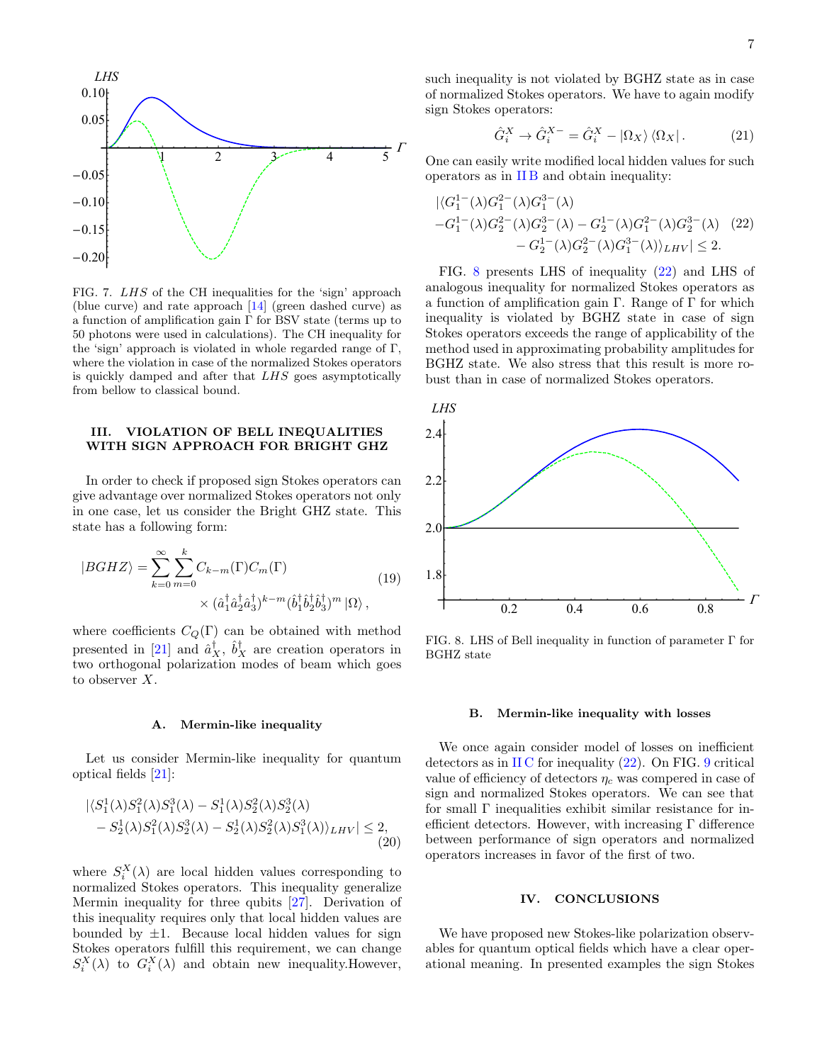FIG. 7. $LHS$ of the CH inequalities for the 'sign' approach (blue curve) and rate approach [14] (green dashed curve) as a function of amplification gain $\Gamma$ for BSV state (terms up to 50 photons were used in calculations). The CH inequality for the 'sign' approach is violated in whole regarded range of $\Gamma$, where the violation in case of the normalized Stokes operators is quickly damped and after that $LHS$ goes asymptotically from bellow to classical bound.

## III. VIOLATION OF BELL INEQUALITIES WITH SIGN APPROACH FOR BRIGHT GHZ

In order to check if proposed sign Stokes operators can give advantage over normalized Stokes operators not only in one case, let us consider the Bright GHZ state. This state has a following form:

$$|BGHZ\rangle = \sum_{k=0}^{\infty}\sum_{m=0}^{k} C_{k-m}(\Gamma)C_m(\Gamma) \times (\hat{a}_1^\dagger \hat{a}_2^\dagger \hat{a}_3^\dagger)^{k-m}(\hat{b}_1^\dagger \hat{b}_2^\dagger \hat{b}_3^\dagger)^m |\Omega\rangle, \tag{19}$$

where coefficients $C_Q(\Gamma)$ can be obtained with method presented in [21] and $\hat{a}_X^\dagger$, $\hat{b}_X^\dagger$ are creation operators in two orthogonal polarization modes of beam which goes to observer $X$.

### A. Mermin-like inequality

Let us consider Mermin-like inequality for quantum optical fields [21]:

$$\begin{aligned}|\langle S_1^1(\lambda)S_1^2(\lambda)S_1^3(\lambda) - S_1^1(\lambda)S_2^2(\lambda)S_2^3(\lambda)\\ - S_2^1(\lambda)S_1^2(\lambda)S_2^3(\lambda) - S_2^1(\lambda)S_2^2(\lambda)S_1^3(\lambda)\rangle_{LHV}| \leq 2,\end{aligned} \tag{20}$$

where $S_i^X(\lambda)$ are local hidden values corresponding to normalized Stokes operators. This inequality generalize Mermin inequality for three qubits [27]. Derivation of this inequality requires only that local hidden values are bounded by $\pm 1$. Because local hidden values for sign Stokes operators fulfill this requirement, we can change $S_i^X(\lambda)$ to $G_i^X(\lambda)$ and obtain new inequality.However, such inequality is not violated by BGHZ state as in case of normalized Stokes operators. We have to again modify sign Stokes operators:

$$\hat{G}_i^X \to \hat{G}_i^{X-} = \hat{G}_i^X - |\Omega_X\rangle\langle\Omega_X|. \tag{21}$$

One can easily write modified local hidden values for such operators as in II B and obtain inequality:

$$\begin{aligned}&|\langle G_1^{1-}(\lambda)G_1^{2-}(\lambda)G_1^{3-}(\lambda)\\ &-G_1^{1-}(\lambda)G_2^{2-}(\lambda)G_2^{3-}(\lambda) - G_2^{1-}(\lambda)G_1^{2-}(\lambda)G_2^{3-}(\lambda)\\ &\quad - G_2^{1-}(\lambda)G_2^{2-}(\lambda)G_1^{3-}(\lambda)\rangle_{LHV}| \leq 2.\end{aligned} \tag{22}$$

FIG. 8 presents LHS of inequality (22) and LHS of analogous inequality for normalized Stokes operators as a function of amplification gain $\Gamma$. Range of $\Gamma$ for which inequality is violated by BGHZ state in case of sign Stokes operators exceeds the range of applicability of the method used in approximating probability amplitudes for BGHZ state. We also stress that this result is more robust than in case of normalized Stokes operators.

FIG. 8. LHS of Bell inequality in function of parameter $\Gamma$ for BGHZ state

### B. Mermin-like inequality with losses

We once again consider model of losses on inefficient detectors as in II C for inequality (22). On FIG. 9 critical value of efficiency of detectors $\eta_c$ was compered in case of sign and normalized Stokes operators. We can see that for small $\Gamma$ inequalities exhibit similar resistance for inefficient detectors. However, with increasing $\Gamma$ difference between performance of sign operators and normalized operators increases in favor of the first of two.

## IV. CONCLUSIONS

We have proposed new Stokes-like polarization observables for quantum optical fields which have a clear operational meaning. In presented examples the sign Stokes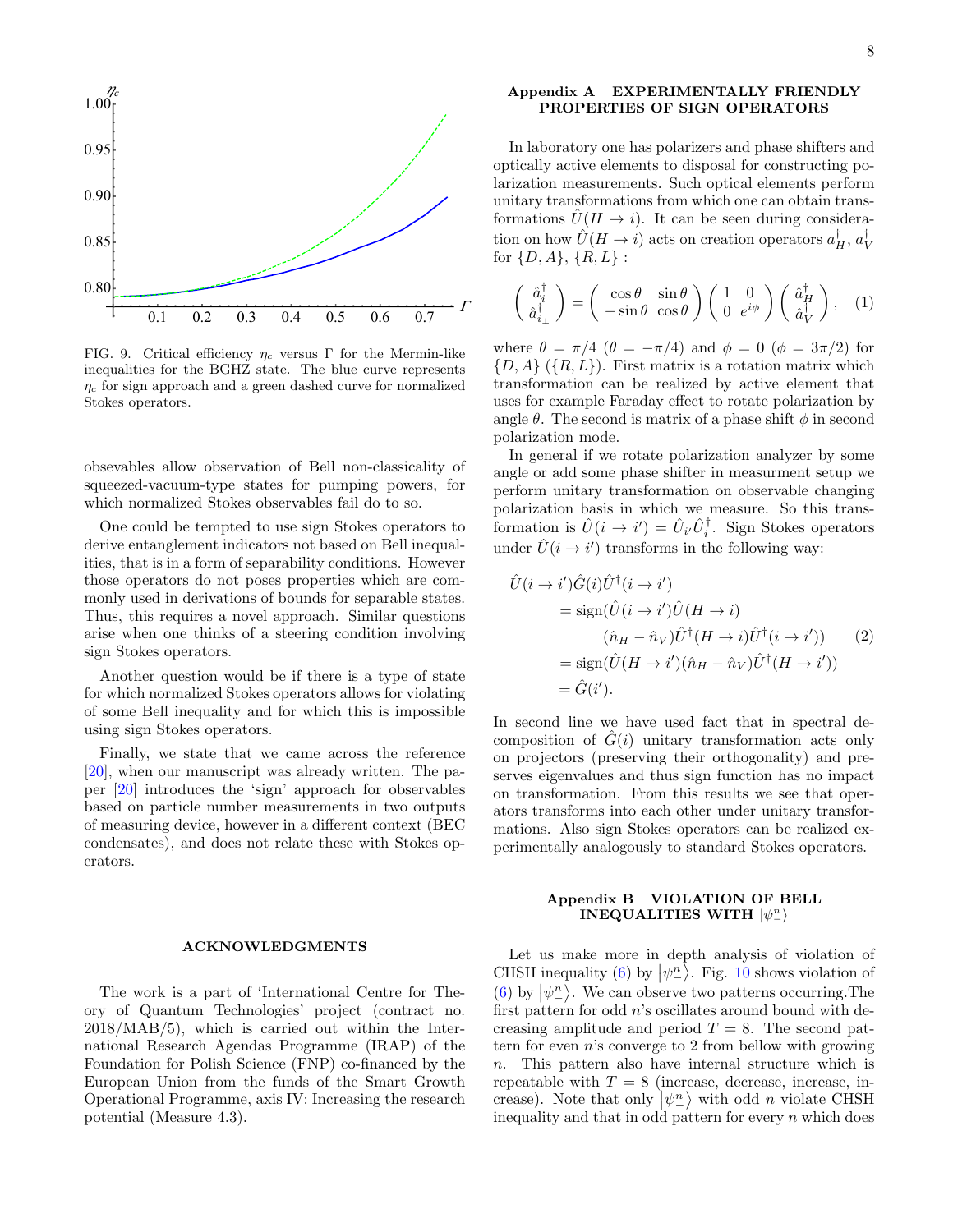FIG. 9. Critical efficiency $\eta_c$ versus $\Gamma$ for the Mermin-like inequalities for the BGHZ state. The blue curve represents $\eta_c$ for sign approach and a green dashed curve for normalized Stokes operators.

observables allow observation of Bell non-classicality of squeezed-vacuum-type states for pumping powers, for which normalized Stokes observables fail do to so.

One could be tempted to use sign Stokes operators to derive entanglement indicators not based on Bell inequalities, that is in a form of separability conditions. However those operators do not poses properties which are commonly used in derivations of bounds for separable states. Thus, this requires a novel approach. Similar questions arise when one thinks of a steering condition involving sign Stokes operators.

Another question would be if there is a type of state for which normalized Stokes operators allows for violating of some Bell inequality and for which this is impossible using sign Stokes operators.

Finally, we state that we came across the reference [20], when our manuscript was already written. The paper [20] introduces the 'sign' approach for observables based on particle number measurements in two outputs of measuring device, however in a different context (BEC condensates), and does not relate these with Stokes operators.

## ACKNOWLEDGMENTS

The work is a part of 'International Centre for Theory of Quantum Technologies' project (contract no. 2018/MAB/5), which is carried out within the International Research Agendas Programme (IRAP) of the Foundation for Polish Science (FNP) co-financed by the European Union from the funds of the Smart Growth Operational Programme, axis IV: Increasing the research potential (Measure 4.3).

## Appendix A EXPERIMENTALLY FRIENDLY PROPERTIES OF SIGN OPERATORS

In laboratory one has polarizers and phase shifters and optically active elements to disposal for constructing polarization measurements. Such optical elements perform unitary transformations from which one can obtain transformations $\hat{U}(H \to i)$. It can be seen during consideration on how $\hat{U}(H \to i)$ acts on creation operators $a_H^\dagger$, $a_V^\dagger$ for $\{D, A\}$, $\{R, L\}$ :

$$\begin{pmatrix} \hat{a}_i^\dagger \\ \hat{a}_{i_\perp}^\dagger \end{pmatrix} = \begin{pmatrix} \cos\theta & \sin\theta \\ -\sin\theta & \cos\theta \end{pmatrix} \begin{pmatrix} 1 & 0 \\ 0 & e^{i\phi} \end{pmatrix} \begin{pmatrix} \hat{a}_H^\dagger \\ \hat{a}_V^\dagger \end{pmatrix}, \quad (1)$$

where $\theta = \pi/4$ ($\theta = -\pi/4$) and $\phi = 0$ ($\phi = 3\pi/2$) for $\{D, A\}$ ($\{R, L\}$). First matrix is a rotation matrix which transformation can be realized by active element that uses for example Faraday effect to rotate polarization by angle $\theta$. The second is matrix of a phase shift $\phi$ in second polarization mode.

In general if we rotate polarization analyzer by some angle or add some phase shifter in measurment setup we perform unitary transformation on observable changing polarization basis in which we measure. So this transformation is $\hat{U}(i \to i') = \hat{U}_{i'}\hat{U}_i^\dagger$. Sign Stokes operators under $\hat{U}(i \to i')$ transforms in the following way:

$$\begin{aligned}
\hat{U}(i \to i')&\hat{G}(i)\hat{U}^\dagger(i \to i') \\
&= \text{sign}(\hat{U}(i \to i')\hat{U}(H \to i) \\
&\qquad (\hat{n}_H - \hat{n}_V)\hat{U}^\dagger(H \to i)\hat{U}^\dagger(i \to i')) \\
&= \text{sign}(\hat{U}(H \to i')(\hat{n}_H - \hat{n}_V)\hat{U}^\dagger(H \to i')) \\
&= \hat{G}(i').
\end{aligned} \quad (2)$$

In second line we have used fact that in spectral decomposition of $\hat{G}(i)$ unitary transformation acts only on projectors (preserving their orthogonality) and preserves eigenvalues and thus sign function has no impact on transformation. From this results we see that operators transforms into each other under unitary transformations. Also sign Stokes operators can be realized experimentally analogously to standard Stokes operators.

## Appendix B VIOLATION OF BELL INEQUALITIES WITH $|\psi_-^n\rangle$

Let us make more in depth analysis of violation of CHSH inequality (6) by $|\psi_-^n\rangle$. Fig. 10 shows violation of (6) by $|\psi_-^n\rangle$. We can observe two patterns occurring.The first pattern for odd $n$'s oscillates around bound with decreasing amplitude and period $T = 8$. The second pattern for even $n$'s converge to 2 from bellow with growing $n$. This pattern also have internal structure which is repeatable with $T = 8$ (increase, decrease, increase, increase). Note that only $|\psi_-^n\rangle$ with odd $n$ violate CHSH inequality and that in odd pattern for every $n$ which does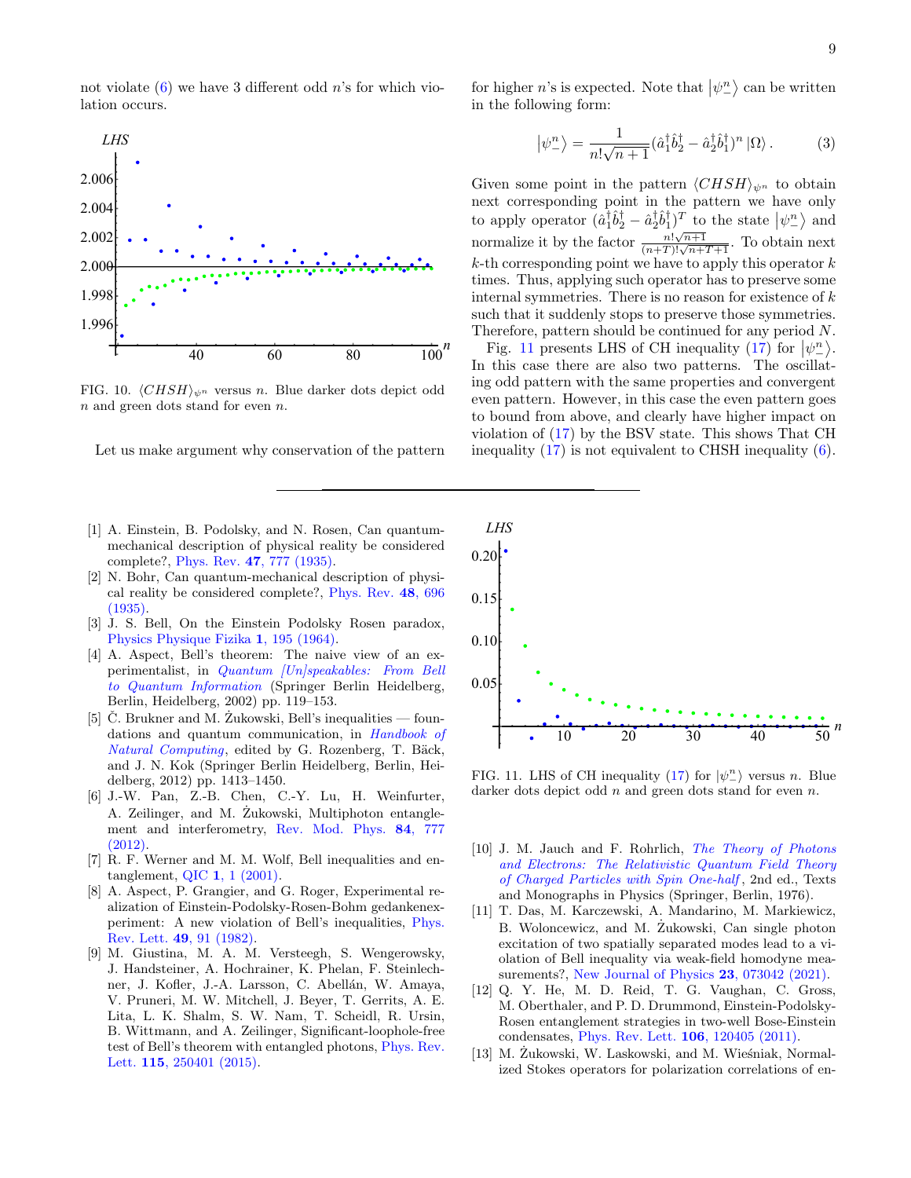not violate (6) we have 3 different odd $n$'s for which violation occurs.

FIG. 10. $\langle CHSH\rangle_{\psi^n}$ versus $n$. Blue darker dots depict odd $n$ and green dots stand for even $n$.

Let us make argument why conservation of the pattern for higher $n$'s is expected. Note that $|\psi_-^n\rangle$ can be written in the following form:

$$|\psi_-^n\rangle = \frac{1}{n!\sqrt{n+1}}(\hat{a}_1^\dagger \hat{b}_2^\dagger - \hat{a}_2^\dagger \hat{b}_1^\dagger)^n |\Omega\rangle . \tag{3}$$

Given some point in the pattern $\langle CHSH\rangle_{\psi^n}$ to obtain next corresponding point in the pattern we have only to apply operator $(\hat{a}_1^\dagger \hat{b}_2^\dagger - \hat{a}_2^\dagger \hat{b}_1^\dagger)^T$ to the state $|\psi_-^n\rangle$ and normalize it by the factor $\frac{n!\sqrt{n+1}}{(n+T)!\sqrt{n+T+1}}$. To obtain next $k$-th corresponding point we have to apply this operator $k$ times. Thus, applying such operator has to preserve some internal symmetries. There is no reason for existence of $k$ such that it suddenly stops to preserve those symmetries. Therefore, pattern should be continued for any period $N$.

Fig. 11 presents LHS of CH inequality (17) for $|\psi_-^n\rangle$. In this case there are also two patterns. The oscillating odd pattern with the same properties and convergent even pattern. However, in this case the even pattern goes to bound from above, and clearly have higher impact on violation of (17) by the BSV state. This shows That CH inequality (17) is not equivalent to CHSH inequality (6).

FIG. 11. LHS of CH inequality (17) for $|\psi_-^n\rangle$ versus $n$. Blue darker dots depict odd $n$ and green dots stand for even $n$.

---

[1] A. Einstein, B. Podolsky, and N. Rosen, Can quantum-mechanical description of physical reality be considered complete?, Phys. Rev. **47**, 777 (1935).

[2] N. Bohr, Can quantum-mechanical description of physical reality be considered complete?, Phys. Rev. **48**, 696 (1935).

[3] J. S. Bell, On the Einstein Podolsky Rosen paradox, Physics Physique Fizika **1**, 195 (1964).

[4] A. Aspect, Bell's theorem: The naive view of an experimentalist, in *Quantum [Un]speakables: From Bell to Quantum Information* (Springer Berlin Heidelberg, Berlin, Heidelberg, 2002) pp. 119–153.

[5] Č. Brukner and M. Żukowski, Bell's inequalities — foundations and quantum communication, in *Handbook of Natural Computing*, edited by G. Rozenberg, T. Bäck, and J. N. Kok (Springer Berlin Heidelberg, Berlin, Heidelberg, 2012) pp. 1413–1450.

[6] J.-W. Pan, Z.-B. Chen, C.-Y. Lu, H. Weinfurter, A. Zeilinger, and M. Żukowski, Multiphoton entanglement and interferometry, Rev. Mod. Phys. **84**, 777 (2012).

[7] R. F. Werner and M. M. Wolf, Bell inequalities and entanglement, QIC **1**, 1 (2001).

[8] A. Aspect, P. Grangier, and G. Roger, Experimental realization of Einstein-Podolsky-Rosen-Bohm gedankenexperiment: A new violation of Bell's inequalities, Phys. Rev. Lett. **49**, 91 (1982).

[9] M. Giustina, M. A. M. Versteegh, S. Wengerowsky, J. Handsteiner, A. Hochrainer, K. Phelan, F. Steinlechner, J. Kofler, J.-A. Larsson, C. Abellán, W. Amaya, V. Pruneri, M. W. Mitchell, J. Beyer, T. Gerrits, A. E. Lita, L. K. Shalm, S. W. Nam, T. Scheidl, R. Ursin, B. Wittmann, and A. Zeilinger, Significant-loophole-free test of Bell's theorem with entangled photons, Phys. Rev. Lett. **115**, 250401 (2015).

[10] J. M. Jauch and F. Rohrlich, *The Theory of Photons and Electrons: The Relativistic Quantum Field Theory of Charged Particles with Spin One-half*, 2nd ed., Texts and Monographs in Physics (Springer, Berlin, 1976).

[11] T. Das, M. Karczewski, A. Mandarino, M. Markiewicz, B. Woloncewicz, and M. Żukowski, Can single photon excitation of two spatially separated modes lead to a violation of Bell inequality via weak-field homodyne measurements?, New Journal of Physics **23**, 073042 (2021).

[12] Q. Y. He, M. D. Reid, T. G. Vaughan, C. Gross, M. Oberthaler, and P. D. Drummond, Einstein-Podolsky-Rosen entanglement strategies in two-well Bose-Einstein condensates, Phys. Rev. Lett. **106**, 120405 (2011).

[13] M. Żukowski, W. Laskowski, and M. Wieśniak, Normalized Stokes operators for polarization correlations of en-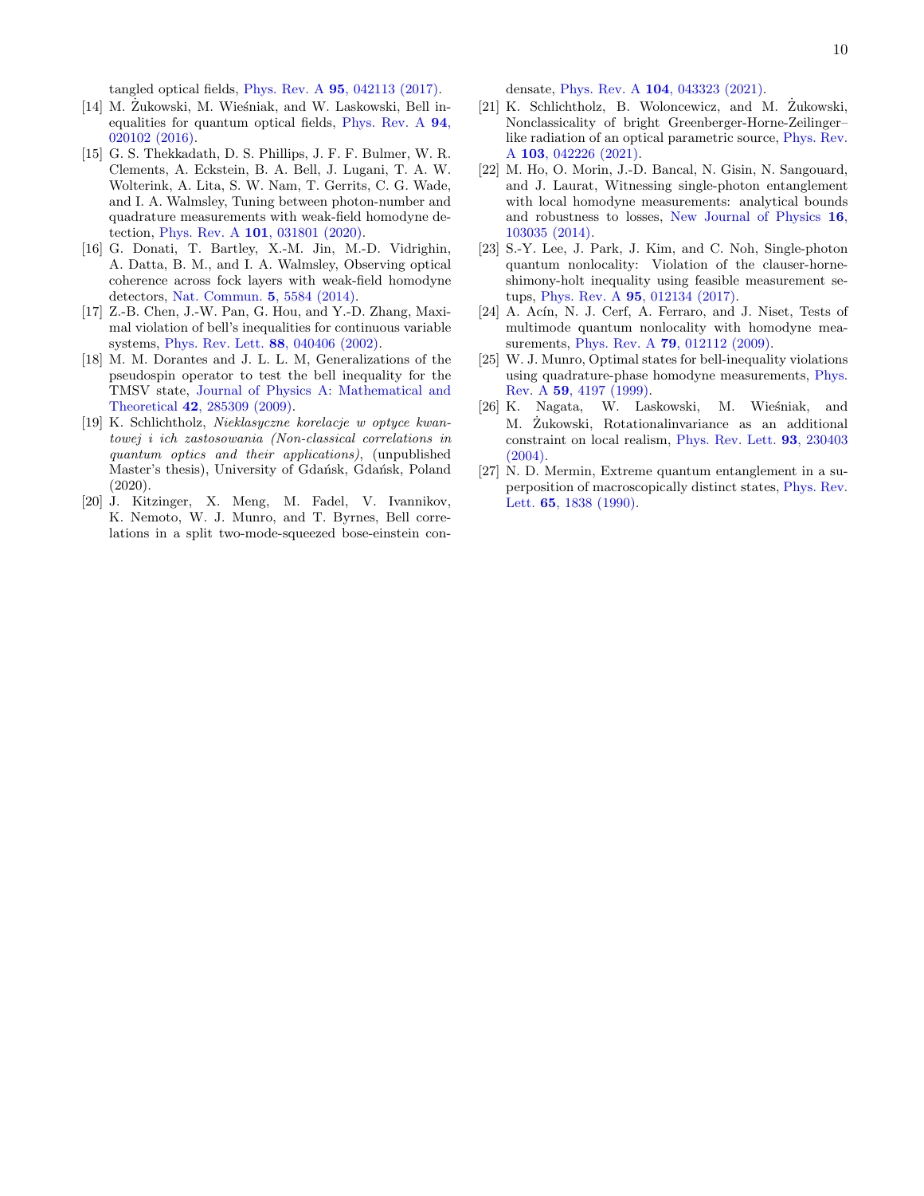tangled optical fields, Phys. Rev. A **95**, 042113 (2017).

[14] M. Żukowski, M. Wieśniak, and W. Laskowski, Bell inequalities for quantum optical fields, Phys. Rev. A **94**, 020102 (2016).

[15] G. S. Thekkadath, D. S. Phillips, J. F. F. Bulmer, W. R. Clements, A. Eckstein, B. A. Bell, J. Lugani, T. A. W. Wolterink, A. Lita, S. W. Nam, T. Gerrits, C. G. Wade, and I. A. Walmsley, Tuning between photon-number and quadrature measurements with weak-field homodyne detection, Phys. Rev. A **101**, 031801 (2020).

[16] G. Donati, T. Bartley, X.-M. Jin, M.-D. Vidrighin, A. Datta, B. M., and I. A. Walmsley, Observing optical coherence across fock layers with weak-field homodyne detectors, Nat. Commun. **5**, 5584 (2014).

[17] Z.-B. Chen, J.-W. Pan, G. Hou, and Y.-D. Zhang, Maximal violation of bell's inequalities for continuous variable systems, Phys. Rev. Lett. **88**, 040406 (2002).

[18] M. M. Dorantes and J. L. L. M, Generalizations of the pseudospin operator to test the bell inequality for the TMSV state, Journal of Physics A: Mathematical and Theoretical **42**, 285309 (2009).

[19] K. Schlichtholz, *Nieklasyczne korelacje w optyce kwantowej i ich zastosowania (Non-classical correlations in quantum optics and their applications)*, (unpublished Master's thesis), University of Gdańsk, Gdańsk, Poland (2020).

[20] J. Kitzinger, X. Meng, M. Fadel, V. Ivannikov, K. Nemoto, W. J. Munro, and T. Byrnes, Bell correlations in a split two-mode-squeezed bose-einstein condensate, Phys. Rev. A **104**, 043323 (2021).

[21] K. Schlichtholz, B. Woloncewicz, and M. Żukowski, Nonclassicality of bright Greenberger-Horne-Zeilinger–like radiation of an optical parametric source, Phys. Rev. A **103**, 042226 (2021).

[22] M. Ho, O. Morin, J.-D. Bancal, N. Gisin, N. Sangouard, and J. Laurat, Witnessing single-photon entanglement with local homodyne measurements: analytical bounds and robustness to losses, New Journal of Physics **16**, 103035 (2014).

[23] S.-Y. Lee, J. Park, J. Kim, and C. Noh, Single-photon quantum nonlocality: Violation of the clauser-horne-shimony-holt inequality using feasible measurement setups, Phys. Rev. A **95**, 012134 (2017).

[24] A. Acín, N. J. Cerf, A. Ferraro, and J. Niset, Tests of multimode quantum nonlocality with homodyne measurements, Phys. Rev. A **79**, 012112 (2009).

[25] W. J. Munro, Optimal states for bell-inequality violations using quadrature-phase homodyne measurements, Phys. Rev. A **59**, 4197 (1999).

[26] K. Nagata, W. Laskowski, M. Wieśniak, and M. Żukowski, Rotationalinvariance as an additional constraint on local realism, Phys. Rev. Lett. **93**, 230403 (2004).

[27] N. D. Mermin, Extreme quantum entanglement in a superposition of macroscopically distinct states, Phys. Rev. Lett. **65**, 1838 (1990).